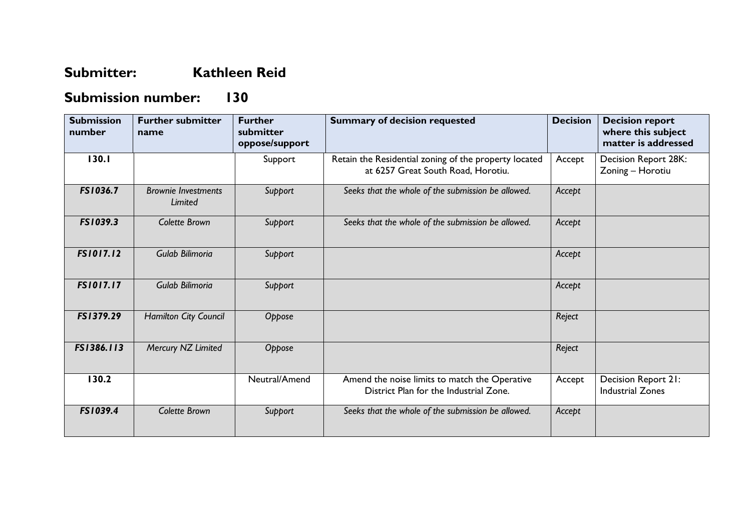## Submitter: Kathleen Reid

## Submission number: 130

| Submission number | Further submitter name | Further submitter oppose/support | Summary of decision requested | Decision | Decision report where this subject matter is addressed |
|---|---|---|---|---|---|
| **130.1** | | Support | Retain the Residential zoning of the property located at 6257 Great South Road, Horotiu. | Accept | Decision Report 28K: Zoning – Horotiu |
| ***FS1036.7*** | *Brownie Investments Limited* | *Support* | *Seeks that the whole of the submission be allowed.* | *Accept* | |
| ***FS1039.3*** | *Colette Brown* | *Support* | *Seeks that the whole of the submission be allowed.* | *Accept* | |
| ***FS1017.12*** | *Gulab Bilimoria* | *Support* | | *Accept* | |
| ***FS1017.17*** | *Gulab Bilimoria* | *Support* | | *Accept* | |
| ***FS1379.29*** | *Hamilton City Council* | *Oppose* | | *Reject* | |
| ***FS1386.113*** | *Mercury NZ Limited* | *Oppose* | | *Reject* | |
| **130.2** | | Neutral/Amend | Amend the noise limits to match the Operative District Plan for the Industrial Zone. | Accept | Decision Report 21: Industrial Zones |
| ***FS1039.4*** | *Colette Brown* | *Support* | *Seeks that the whole of the submission be allowed.* | *Accept* | |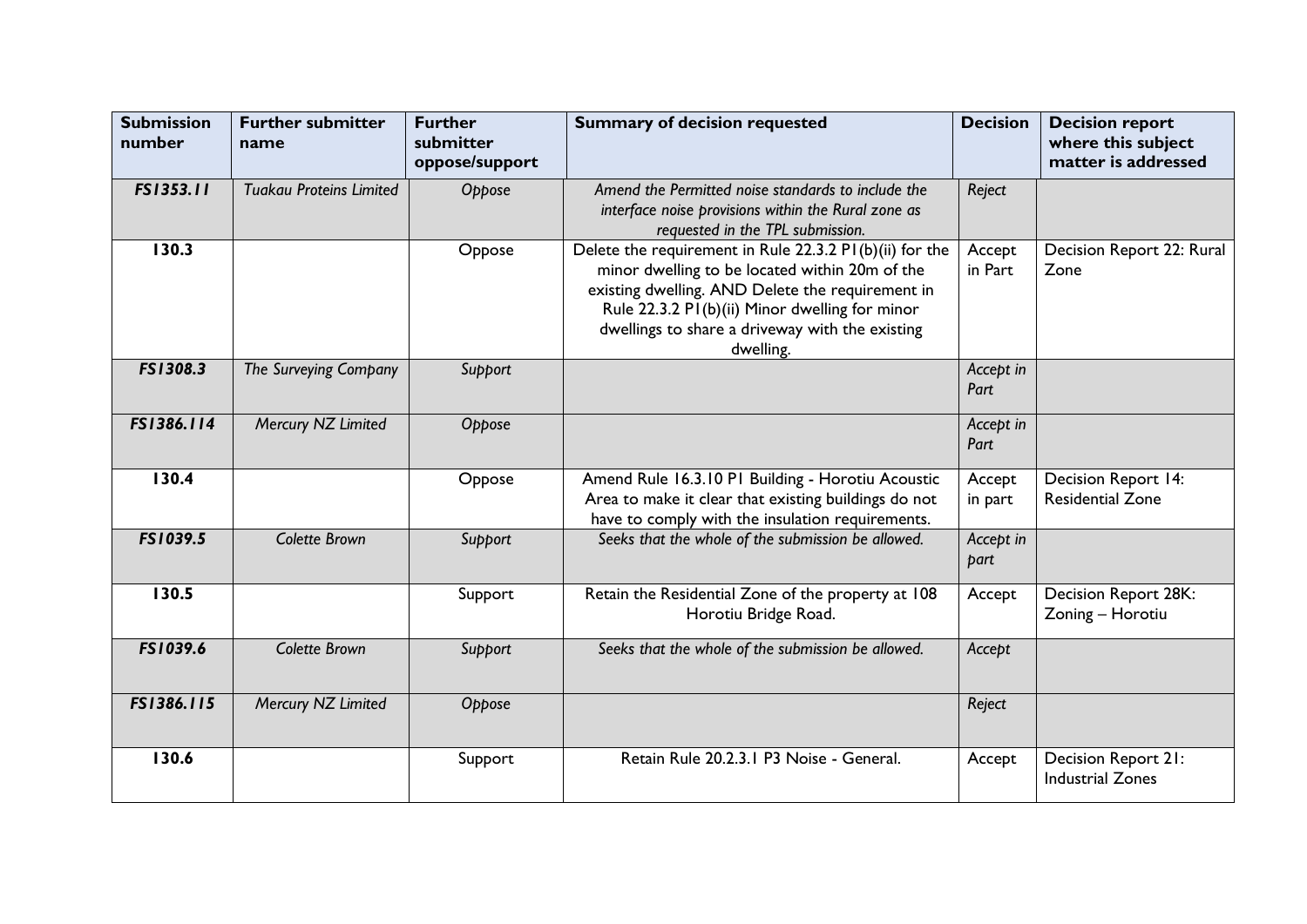| Submission number | Further submitter name | Further submitter oppose/support | Summary of decision requested | Decision | Decision report where this subject matter is addressed |
|---|---|---|---|---|---|
| *FS1353.11* | *Tuakau Proteins Limited* | *Oppose* | *Amend the Permitted noise standards to include the interface noise provisions within the Rural zone as requested in the TPL submission.* | *Reject* | |
| **130.3** | | Oppose | Delete the requirement in Rule 22.3.2 P1(b)(ii) for the minor dwelling to be located within 20m of the existing dwelling. AND Delete the requirement in Rule 22.3.2 P1(b)(ii) Minor dwelling for minor dwellings to share a driveway with the existing dwelling. | Accept in Part | Decision Report 22: Rural Zone |
| *FS1308.3* | *The Surveying Company* | *Support* | | *Accept in Part* | |
| *FS1386.114* | *Mercury NZ Limited* | *Oppose* | | *Accept in Part* | |
| **130.4** | | Oppose | Amend Rule 16.3.10 P1 Building - Horotiu Acoustic Area to make it clear that existing buildings do not have to comply with the insulation requirements. | Accept in part | Decision Report 14: Residential Zone |
| *FS1039.5* | *Colette Brown* | *Support* | *Seeks that the whole of the submission be allowed.* | *Accept in part* | |
| **130.5** | | Support | Retain the Residential Zone of the property at 108 Horotiu Bridge Road. | Accept | Decision Report 28K: Zoning – Horotiu |
| *FS1039.6* | *Colette Brown* | *Support* | *Seeks that the whole of the submission be allowed.* | *Accept* | |
| *FS1386.115* | *Mercury NZ Limited* | *Oppose* | | *Reject* | |
| **130.6** | | Support | Retain Rule 20.2.3.1 P3 Noise - General. | Accept | Decision Report 21: Industrial Zones |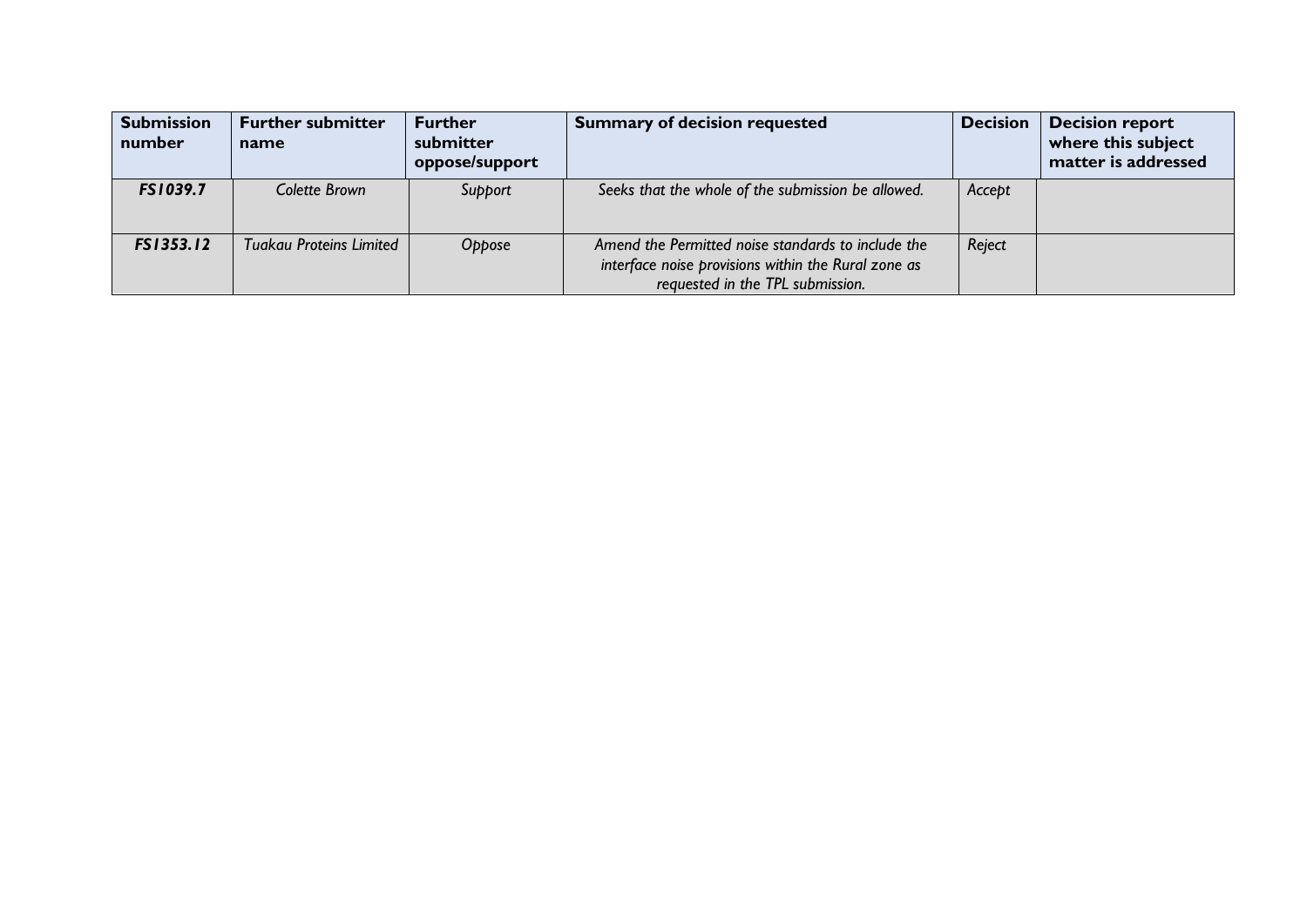| Submission number | Further submitter name | Further submitter oppose/support | Summary of decision requested | Decision | Decision report where this subject matter is addressed |
|---|---|---|---|---|---|
| ***FS1039.7*** | *Colette Brown* | *Support* | *Seeks that the whole of the submission be allowed.* | *Accept* | |
| ***FS1353.12*** | *Tuakau Proteins Limited* | *Oppose* | *Amend the Permitted noise standards to include the interface noise provisions within the Rural zone as requested in the TPL submission.* | *Reject* | |